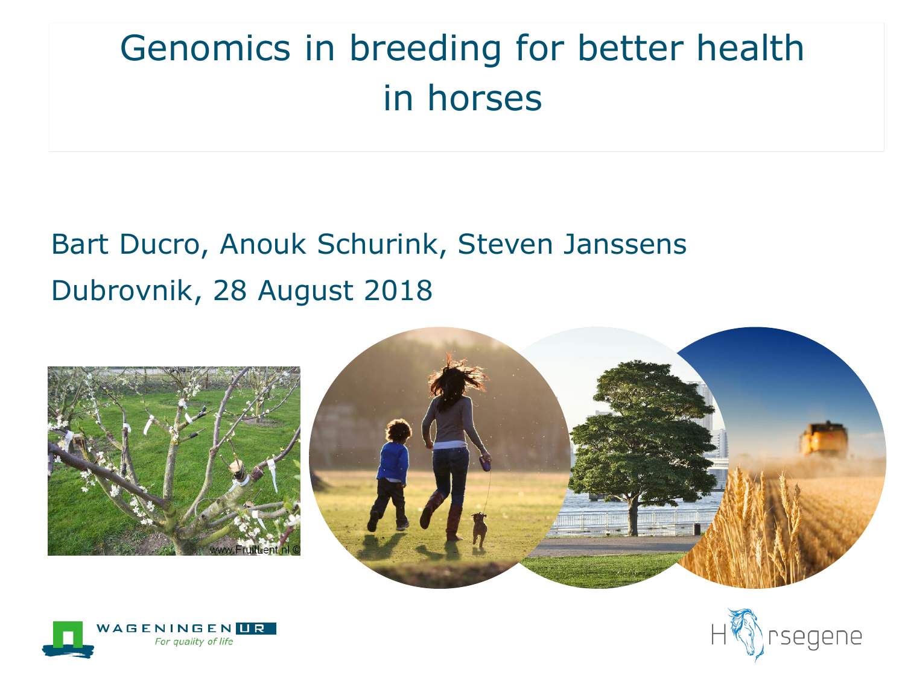# Genomics in breeding for better health in horses

Bart Ducro, Anouk Schurink, Steven Janssens

Dubrovnik, 28 August 2018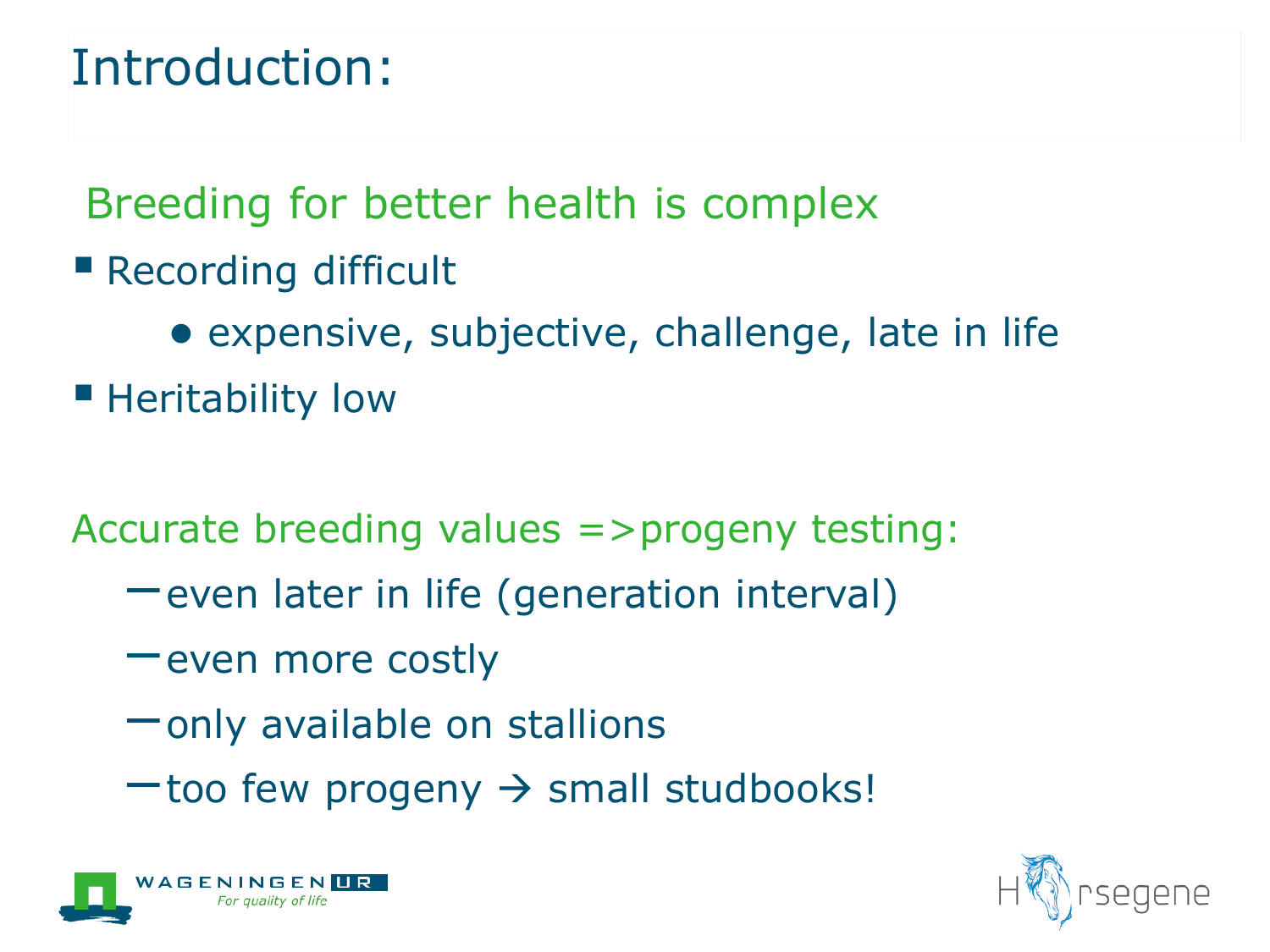# Introduction:

## Breeding for better health is complex

- Recording difficult
  - expensive, subjective, challenge, late in life
- Heritability low

## Accurate breeding values =>progeny testing:

- even later in life (generation interval)
- even more costly
- only available on stallions
- too few progeny → small studbooks!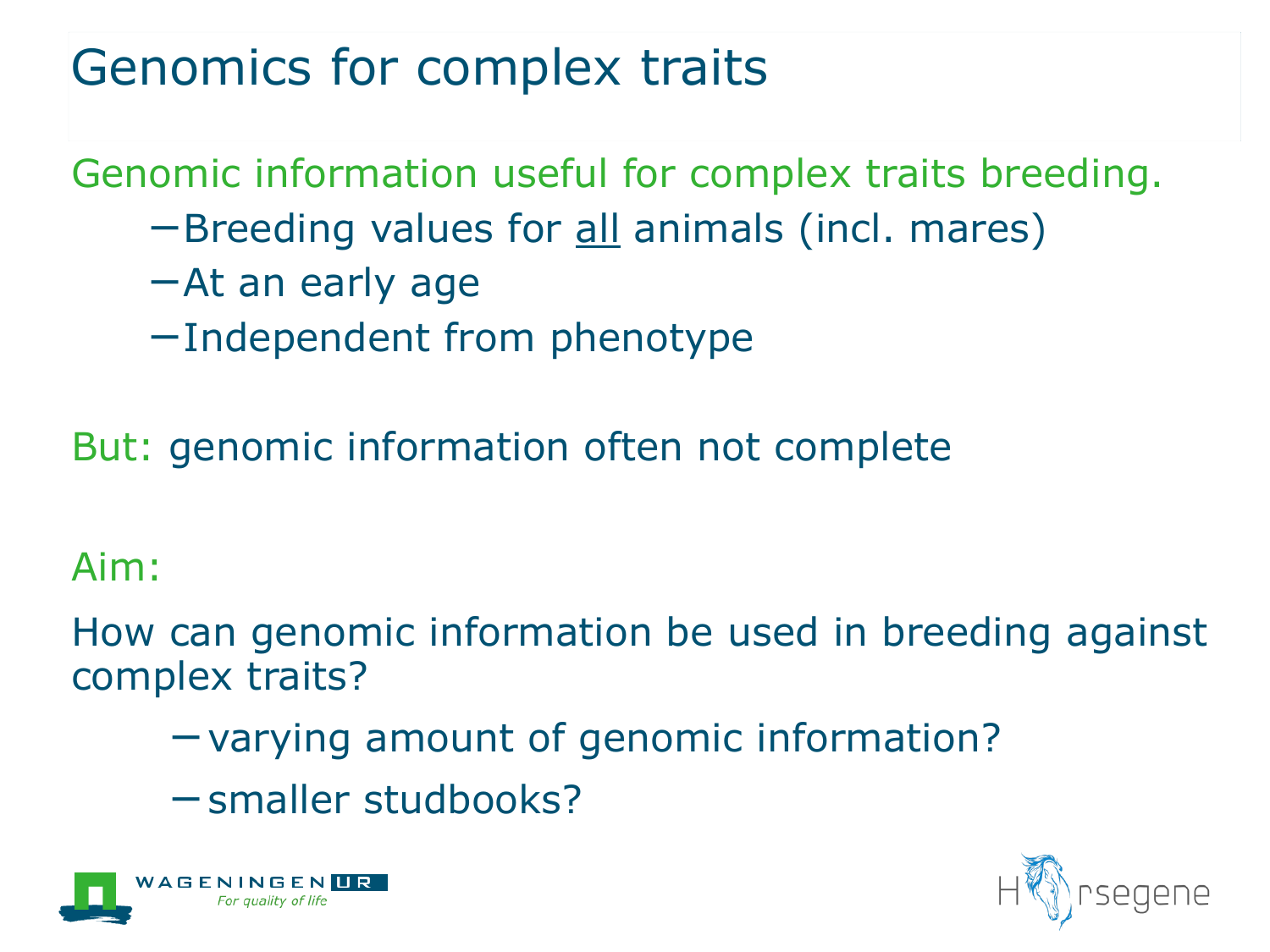# Genomics for complex traits

Genomic information useful for complex traits breeding.

- Breeding values for <u>all</u> animals (incl. mares)
- At an early age
- Independent from phenotype

But: genomic information often not complete

Aim:

How can genomic information be used in breeding against complex traits?

- varying amount of genomic information?
- smaller studbooks?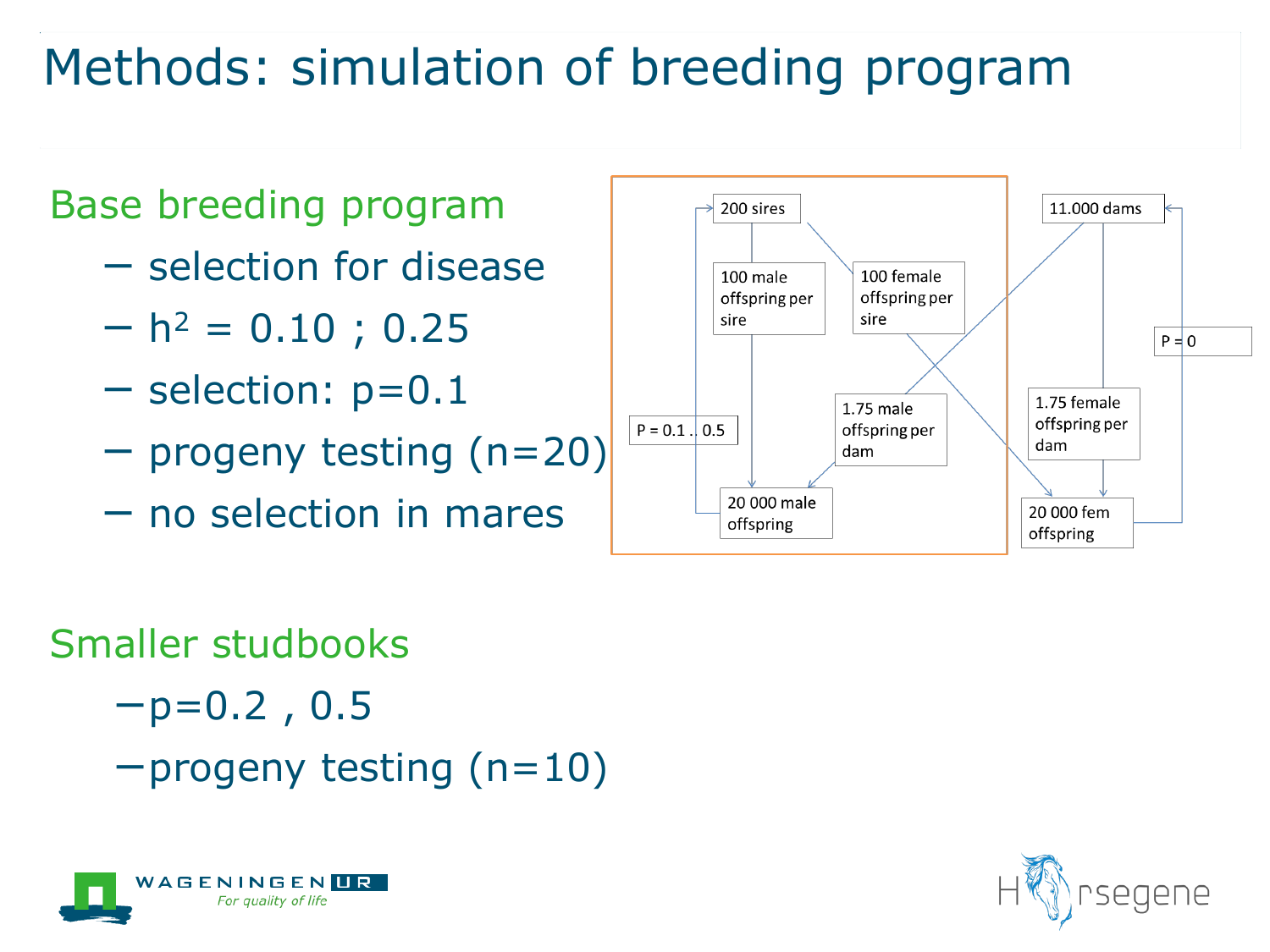# Methods: simulation of breeding program

## Base breeding program

- selection for disease
- $h^2$ = 0.10 ; 0.25
- selection: p=0.1
- progeny testing (n=20)
- no selection in mares

200 sires

100 male offspring per sire

100 female offspring per sire

P = 0.1 .. 0.5

1.75 male offspring per dam

20 000 male offspring

11.000 dams

P = 0

1.75 female offspring per dam

20 000 fem offspring

## Smaller studbooks

- p=0.2 , 0.5
- progeny testing (n=10)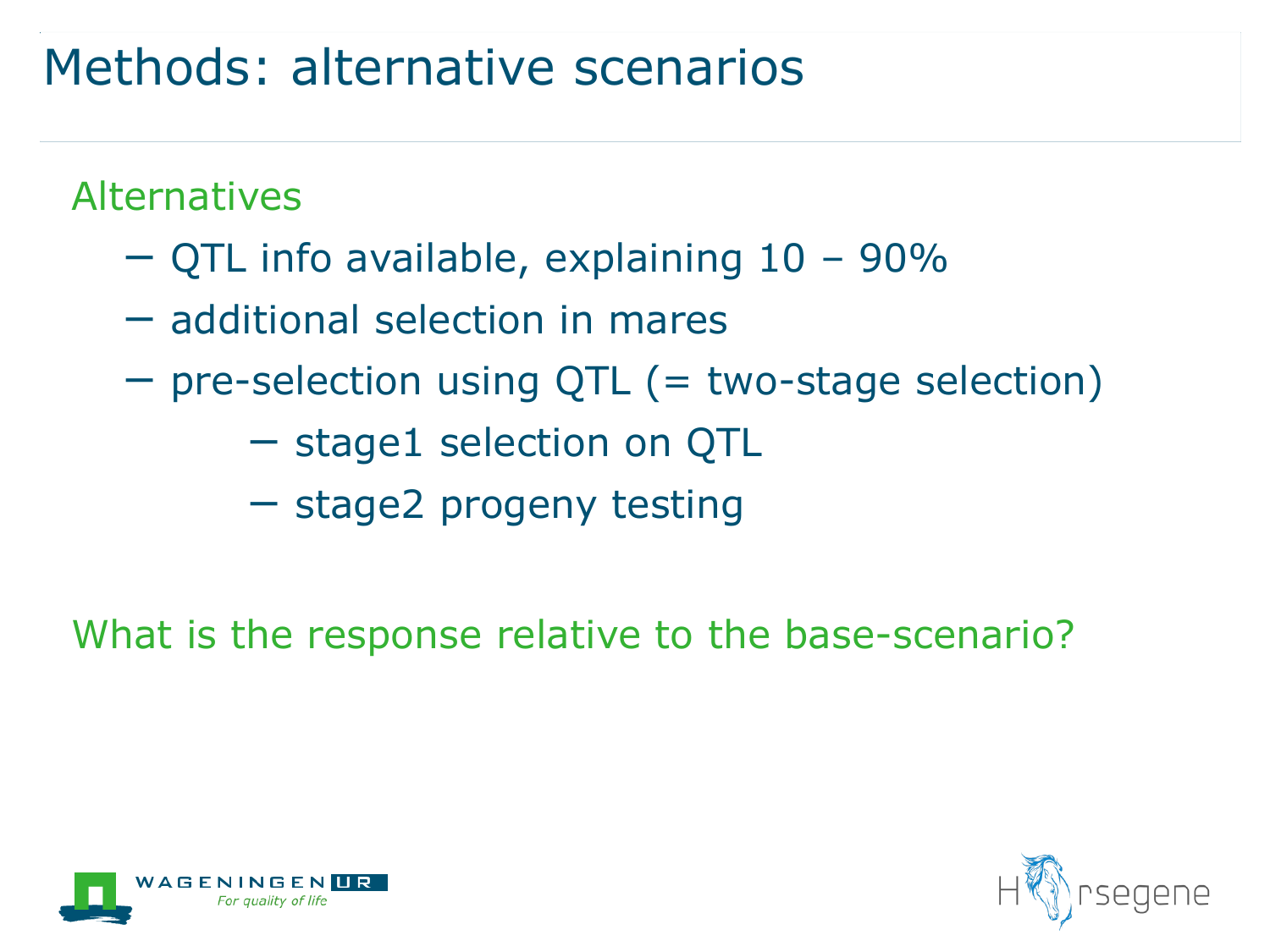# Methods: alternative scenarios

Alternatives

- QTL info available, explaining 10 – 90%
- additional selection in mares
- pre-selection using QTL (= two-stage selection)
  - stage1 selection on QTL
  - stage2 progeny testing

What is the response relative to the base-scenario?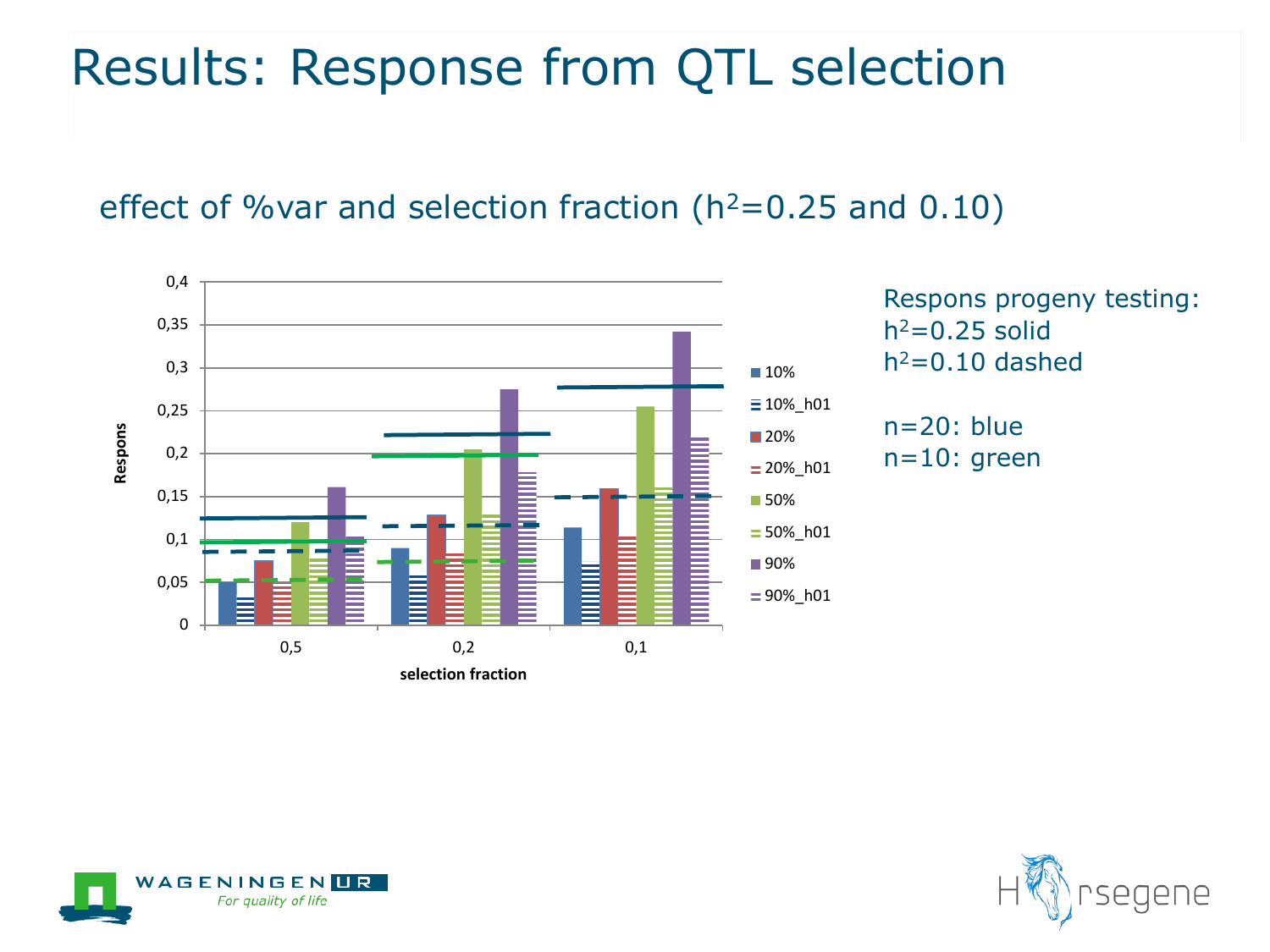# Results: Response from QTL selection

## effect of %var and selection fraction ($h^2$=0.25 and 0.10)

Respons progeny testing:
$h^2$=0.25 solid
$h^2$=0.10 dashed

n=20: blue
n=10: green

Respons

selection fraction

0,5 | 0,2 | 0,1

0 | 0,05 | 0,1 | 0,15 | 0,2 | 0,25 | 0,3 | 0,35 | 0,4

- 10%
- 10%_h01
- 20%
- 20%_h01
- 50%
- 50%_h01
- 90%
- 90%_h01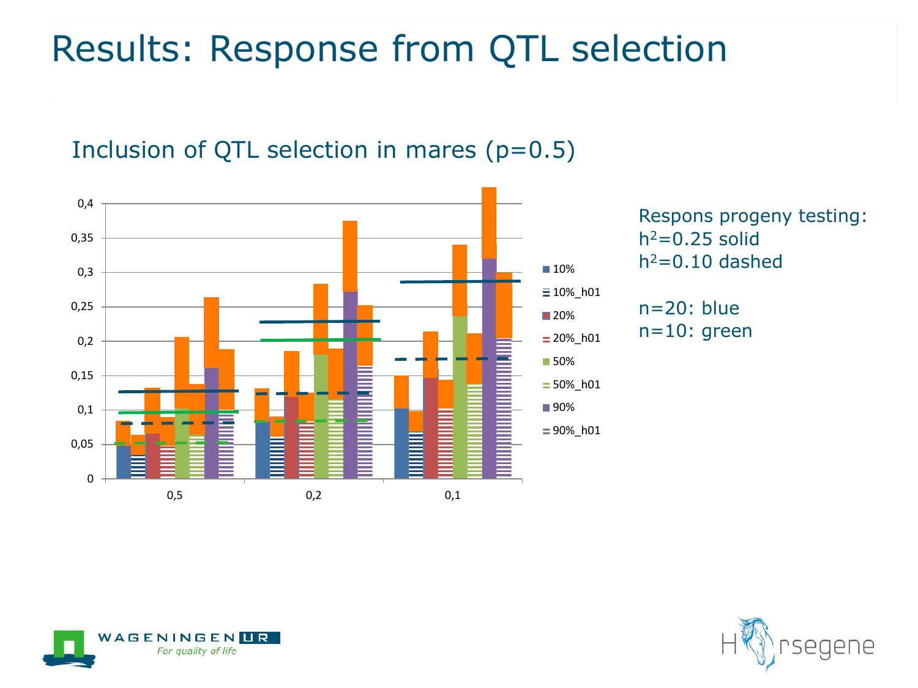# Results: Response from QTL selection

## Inclusion of QTL selection in mares (p=0.5)

Respons progeny testing:
$h^2$=0.25 solid
$h^2$=0.10 dashed

n=20: blue
n=10: green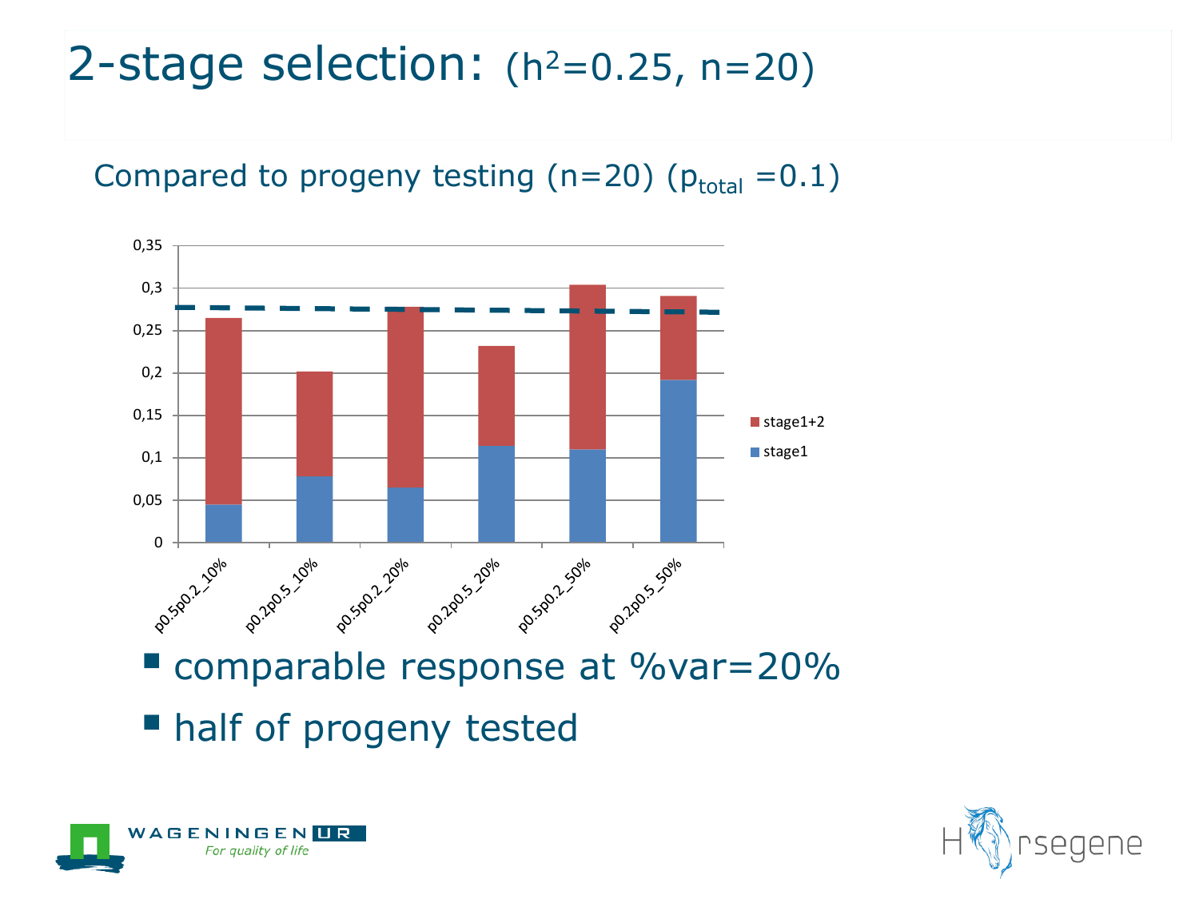# 2-stage selection: ($h^2$=0.25, n=20)

Compared to progeny testing (n=20) ($p_{total}$ =0.1)

- comparable response at %var=20%
- half of progeny tested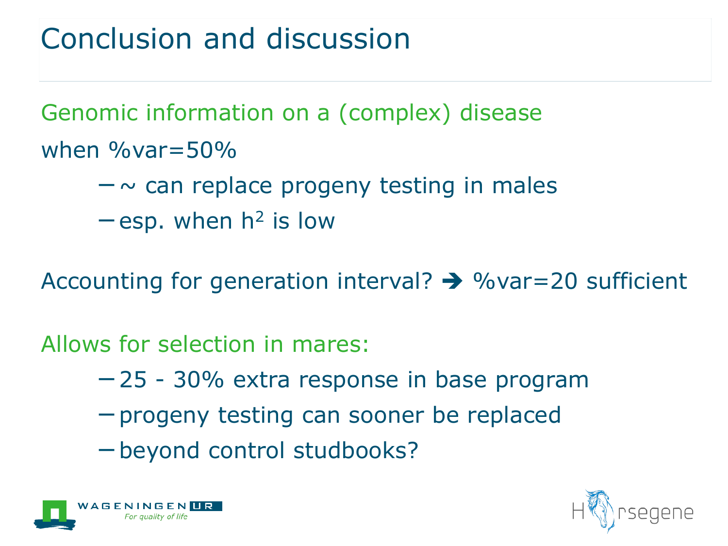# Conclusion and discussion

Genomic information on a (complex) disease

when %var=50%

- ~ can replace progeny testing in males
- esp. when $h^2$ is low

Accounting for generation interval? ➔ %var=20 sufficient

Allows for selection in mares:

- 25 - 30% extra response in base program
- progeny testing can sooner be replaced
- beyond control studbooks?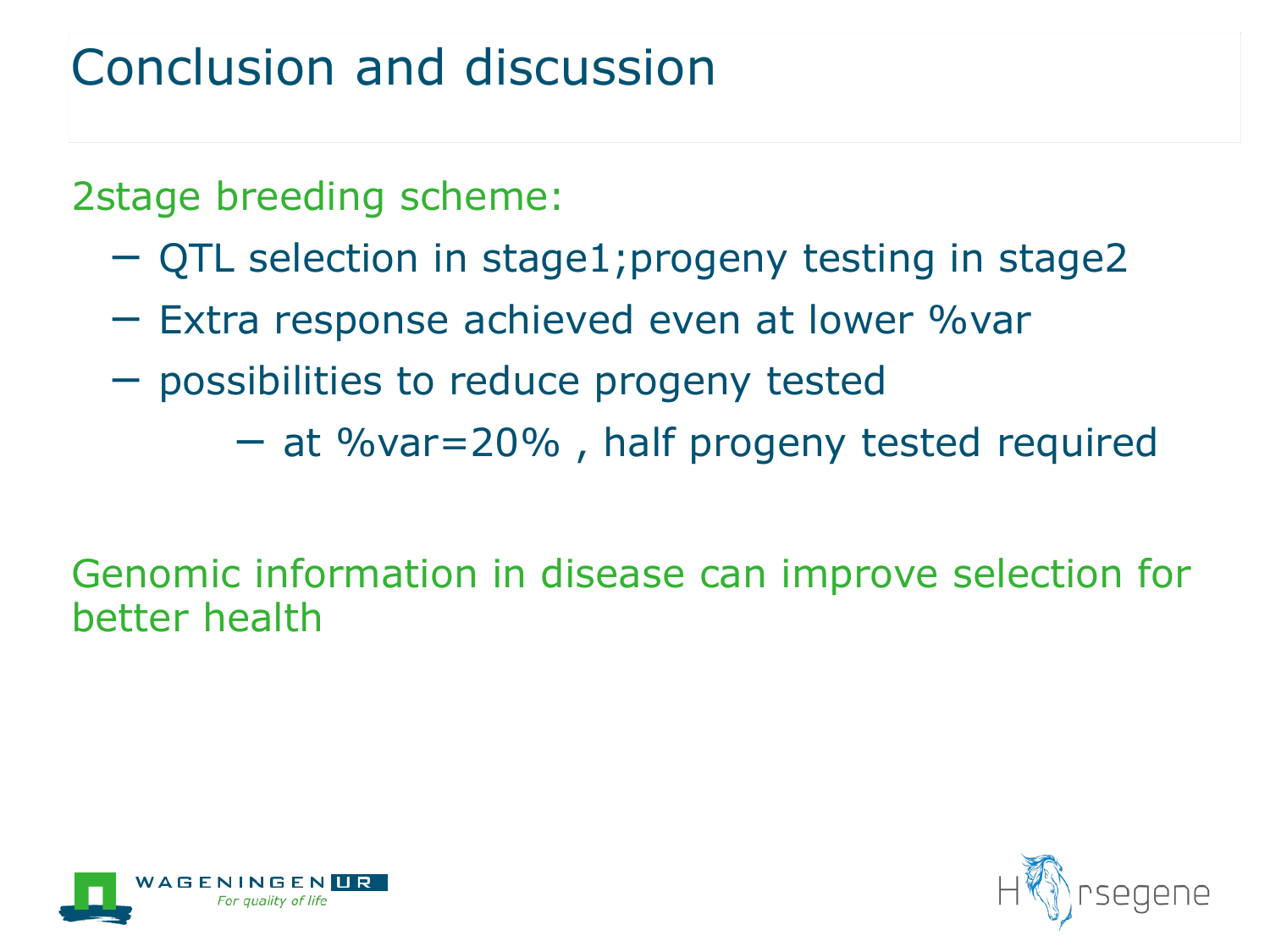# Conclusion and discussion

2stage breeding scheme:

- QTL selection in stage1;progeny testing in stage2
- Extra response achieved even at lower %var
- possibilities to reduce progeny tested
  - at %var=20% , half progeny tested required

Genomic information in disease can improve selection for better health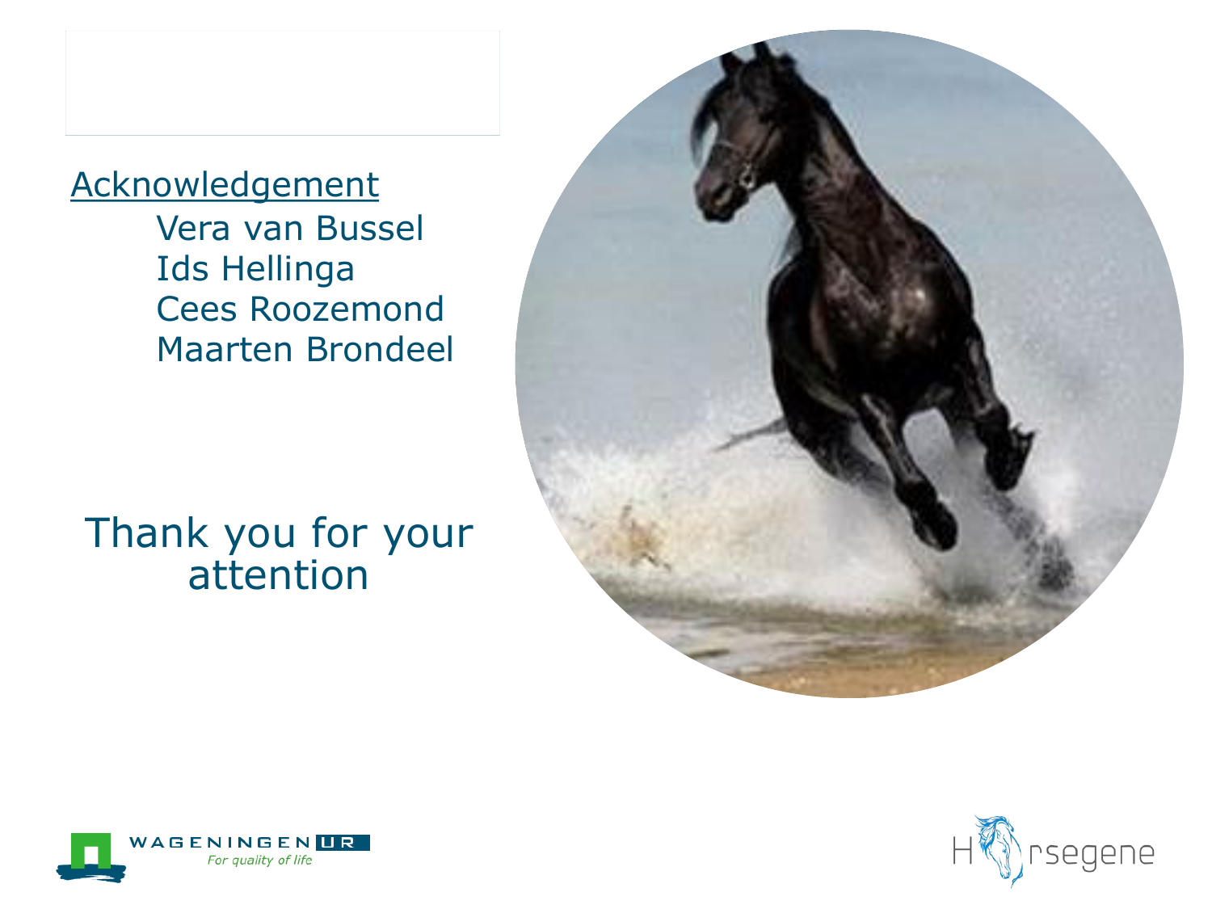Acknowledgement

Vera van Bussel
Ids Hellinga
Cees Roozemond
Maarten Brondeel

Thank you for your attention